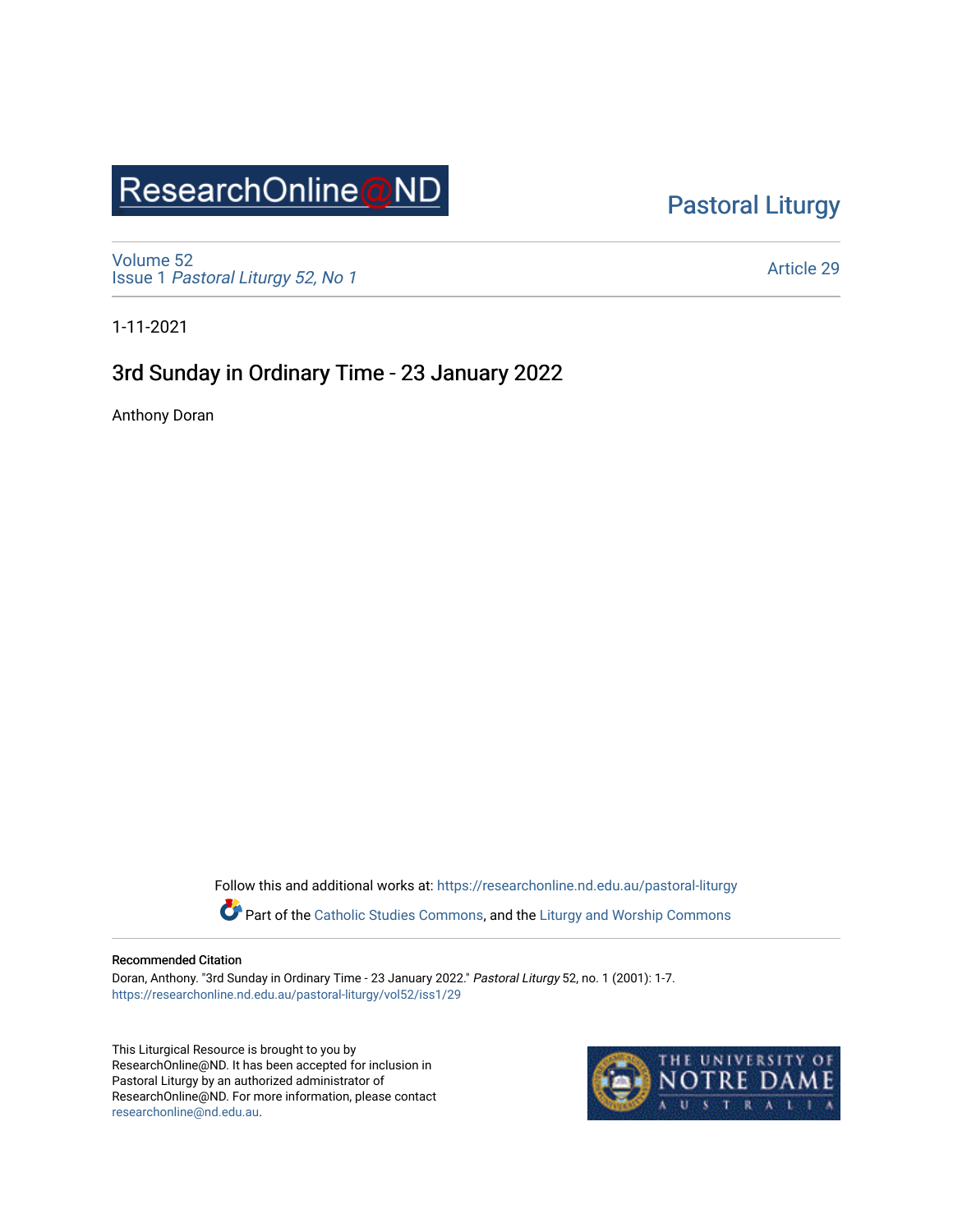ResearchOnline@ND

Pastoral Liturgy

Volume 52
Issue 1 *Pastoral Liturgy 52, No 1*

Article 29

1-11-2021

# 3rd Sunday in Ordinary Time - 23 January 2022

Anthony Doran

Follow this and additional works at: https://researchonline.nd.edu.au/pastoral-liturgy

Part of the Catholic Studies Commons, and the Liturgy and Worship Commons

**Recommended Citation**

Doran, Anthony. "3rd Sunday in Ordinary Time - 23 January 2022." *Pastoral Liturgy* 52, no. 1 (2001): 1-7.
https://researchonline.nd.edu.au/pastoral-liturgy/vol52/iss1/29

This Liturgical Resource is brought to you by ResearchOnline@ND. It has been accepted for inclusion in Pastoral Liturgy by an authorized administrator of ResearchOnline@ND. For more information, please contact researchonline@nd.edu.au.

THE UNIVERSITY OF NOTRE DAME AUSTRALIA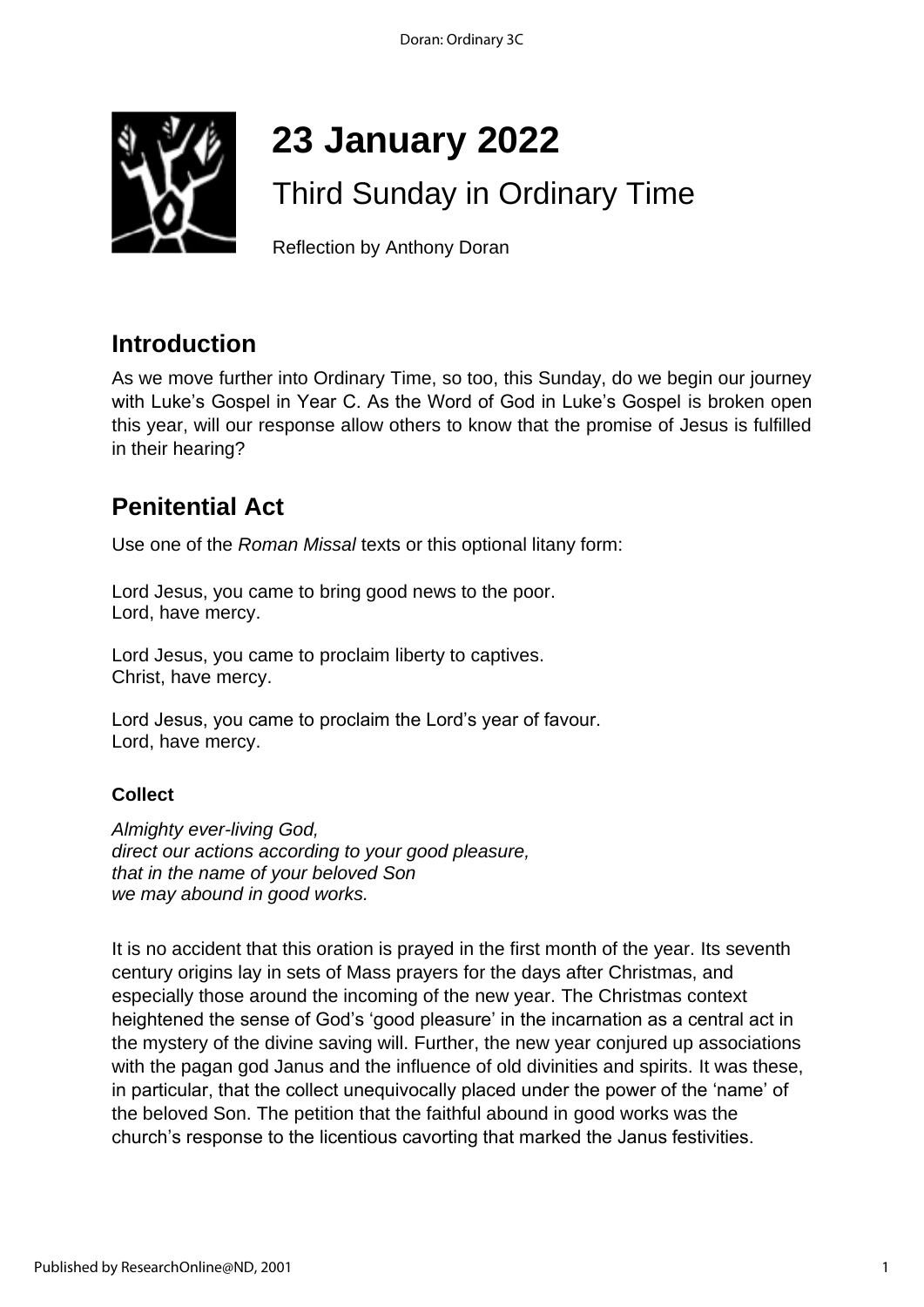# 23 January 2022

## Third Sunday in Ordinary Time

Reflection by Anthony Doran

## Introduction

As we move further into Ordinary Time, so too, this Sunday, do we begin our journey with Luke's Gospel in Year C. As the Word of God in Luke's Gospel is broken open this year, will our response allow others to know that the promise of Jesus is fulfilled in their hearing?

## Penitential Act

Use one of the *Roman Missal* texts or this optional litany form:

Lord Jesus, you came to bring good news to the poor.
Lord, have mercy.

Lord Jesus, you came to proclaim liberty to captives.
Christ, have mercy.

Lord Jesus, you came to proclaim the Lord's year of favour.
Lord, have mercy.

### Collect

*Almighty ever-living God,*
*direct our actions according to your good pleasure,*
*that in the name of your beloved Son*
*we may abound in good works.*

It is no accident that this oration is prayed in the first month of the year. Its seventh century origins lay in sets of Mass prayers for the days after Christmas, and especially those around the incoming of the new year. The Christmas context heightened the sense of God's 'good pleasure' in the incarnation as a central act in the mystery of the divine saving will. Further, the new year conjured up associations with the pagan god Janus and the influence of old divinities and spirits. It was these, in particular, that the collect unequivocally placed under the power of the 'name' of the beloved Son. The petition that the faithful abound in good works was the church's response to the licentious cavorting that marked the Janus festivities.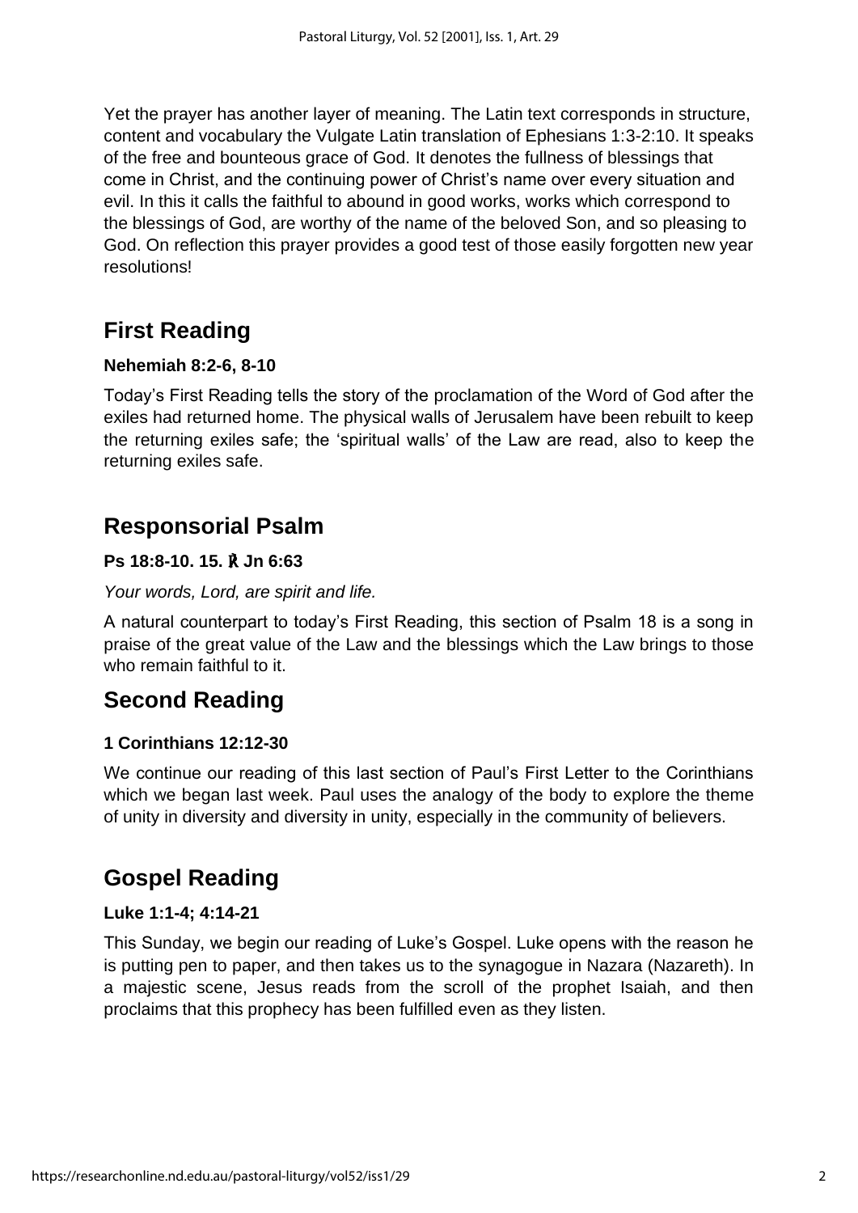Yet the prayer has another layer of meaning. The Latin text corresponds in structure, content and vocabulary the Vulgate Latin translation of Ephesians 1:3-2:10. It speaks of the free and bounteous grace of God. It denotes the fullness of blessings that come in Christ, and the continuing power of Christ's name over every situation and evil. In this it calls the faithful to abound in good works, works which correspond to the blessings of God, are worthy of the name of the beloved Son, and so pleasing to God. On reflection this prayer provides a good test of those easily forgotten new year resolutions!

## First Reading

**Nehemiah 8:2-6, 8-10**

Today's First Reading tells the story of the proclamation of the Word of God after the exiles had returned home. The physical walls of Jerusalem have been rebuilt to keep the returning exiles safe; the 'spiritual walls' of the Law are read, also to keep the returning exiles safe.

## Responsorial Psalm

**Ps 18:8-10. 15. ℟ Jn 6:63**

*Your words, Lord, are spirit and life.*

A natural counterpart to today's First Reading, this section of Psalm 18 is a song in praise of the great value of the Law and the blessings which the Law brings to those who remain faithful to it.

## Second Reading

**1 Corinthians 12:12-30**

We continue our reading of this last section of Paul's First Letter to the Corinthians which we began last week. Paul uses the analogy of the body to explore the theme of unity in diversity and diversity in unity, especially in the community of believers.

## Gospel Reading

**Luke 1:1-4; 4:14-21**

This Sunday, we begin our reading of Luke's Gospel. Luke opens with the reason he is putting pen to paper, and then takes us to the synagogue in Nazara (Nazareth). In a majestic scene, Jesus reads from the scroll of the prophet Isaiah, and then proclaims that this prophecy has been fulfilled even as they listen.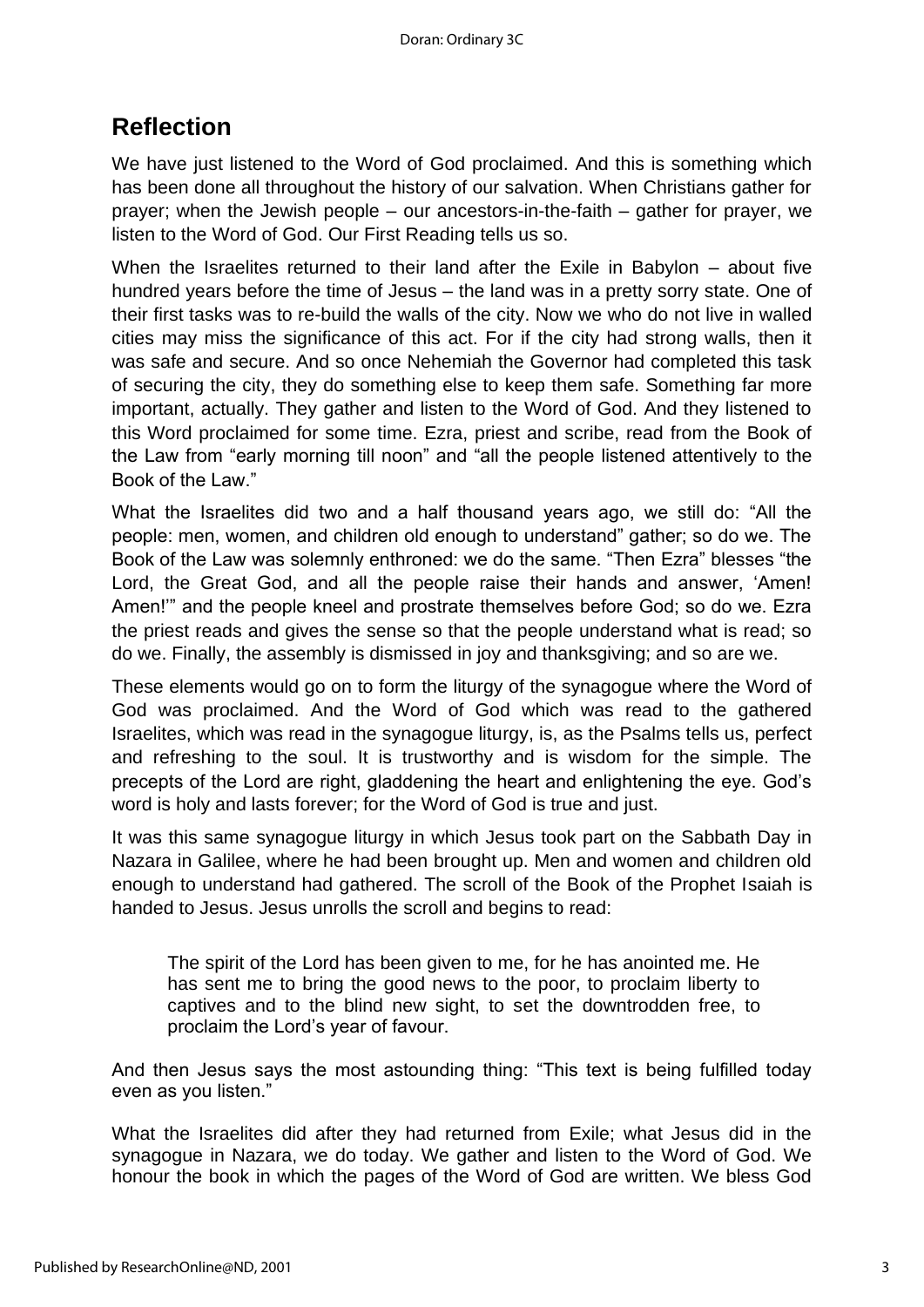## Reflection

We have just listened to the Word of God proclaimed. And this is something which has been done all throughout the history of our salvation. When Christians gather for prayer; when the Jewish people – our ancestors-in-the-faith – gather for prayer, we listen to the Word of God. Our First Reading tells us so.

When the Israelites returned to their land after the Exile in Babylon – about five hundred years before the time of Jesus – the land was in a pretty sorry state. One of their first tasks was to re-build the walls of the city. Now we who do not live in walled cities may miss the significance of this act. For if the city had strong walls, then it was safe and secure. And so once Nehemiah the Governor had completed this task of securing the city, they do something else to keep them safe. Something far more important, actually. They gather and listen to the Word of God. And they listened to this Word proclaimed for some time. Ezra, priest and scribe, read from the Book of the Law from "early morning till noon" and "all the people listened attentively to the Book of the Law."

What the Israelites did two and a half thousand years ago, we still do: "All the people: men, women, and children old enough to understand" gather; so do we. The Book of the Law was solemnly enthroned: we do the same. "Then Ezra" blesses "the Lord, the Great God, and all the people raise their hands and answer, 'Amen! Amen!'" and the people kneel and prostrate themselves before God; so do we. Ezra the priest reads and gives the sense so that the people understand what is read; so do we. Finally, the assembly is dismissed in joy and thanksgiving; and so are we.

These elements would go on to form the liturgy of the synagogue where the Word of God was proclaimed. And the Word of God which was read to the gathered Israelites, which was read in the synagogue liturgy, is, as the Psalms tells us, perfect and refreshing to the soul. It is trustworthy and is wisdom for the simple. The precepts of the Lord are right, gladdening the heart and enlightening the eye. God's word is holy and lasts forever; for the Word of God is true and just.

It was this same synagogue liturgy in which Jesus took part on the Sabbath Day in Nazara in Galilee, where he had been brought up. Men and women and children old enough to understand had gathered. The scroll of the Book of the Prophet Isaiah is handed to Jesus. Jesus unrolls the scroll and begins to read:

> The spirit of the Lord has been given to me, for he has anointed me. He has sent me to bring the good news to the poor, to proclaim liberty to captives and to the blind new sight, to set the downtrodden free, to proclaim the Lord's year of favour.

And then Jesus says the most astounding thing: "This text is being fulfilled today even as you listen."

What the Israelites did after they had returned from Exile; what Jesus did in the synagogue in Nazara, we do today. We gather and listen to the Word of God. We honour the book in which the pages of the Word of God are written. We bless God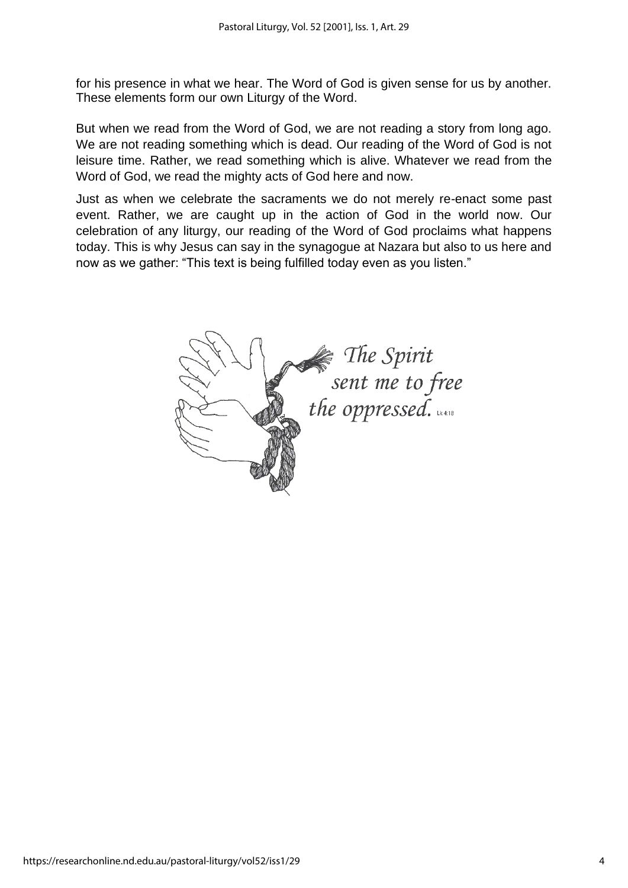for his presence in what we hear. The Word of God is given sense for us by another. These elements form our own Liturgy of the Word.

But when we read from the Word of God, we are not reading a story from long ago. We are not reading something which is dead. Our reading of the Word of God is not leisure time. Rather, we read something which is alive. Whatever we read from the Word of God, we read the mighty acts of God here and now.

Just as when we celebrate the sacraments we do not merely re-enact some past event. Rather, we are caught up in the action of God in the world now. Our celebration of any liturgy, our reading of the Word of God proclaims what happens today. This is why Jesus can say in the synagogue at Nazara but also to us here and now as we gather: "This text is being fulfilled today even as you listen."

*The Spirit sent me to free the oppressed.* Lk 4:18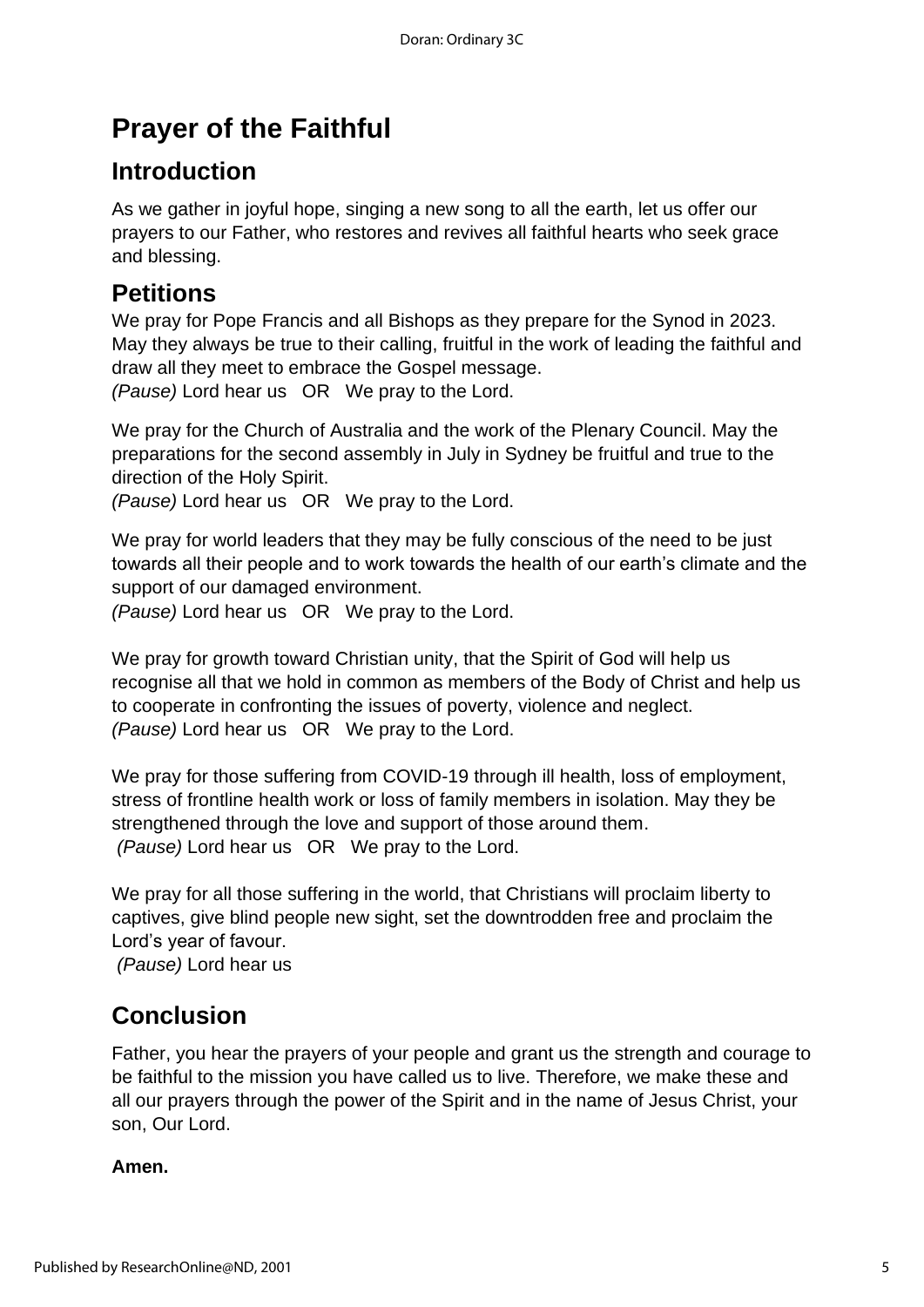# Prayer of the Faithful

## Introduction

As we gather in joyful hope, singing a new song to all the earth, let us offer our prayers to our Father, who restores and revives all faithful hearts who seek grace and blessing.

## Petitions

We pray for Pope Francis and all Bishops as they prepare for the Synod in 2023. May they always be true to their calling, fruitful in the work of leading the faithful and draw all they meet to embrace the Gospel message.
*(Pause)* Lord hear us OR We pray to the Lord.

We pray for the Church of Australia and the work of the Plenary Council. May the preparations for the second assembly in July in Sydney be fruitful and true to the direction of the Holy Spirit.
*(Pause)* Lord hear us OR We pray to the Lord.

We pray for world leaders that they may be fully conscious of the need to be just towards all their people and to work towards the health of our earth's climate and the support of our damaged environment.
*(Pause)* Lord hear us OR We pray to the Lord.

We pray for growth toward Christian unity, that the Spirit of God will help us recognise all that we hold in common as members of the Body of Christ and help us to cooperate in confronting the issues of poverty, violence and neglect.
*(Pause)* Lord hear us OR We pray to the Lord.

We pray for those suffering from COVID-19 through ill health, loss of employment, stress of frontline health work or loss of family members in isolation. May they be strengthened through the love and support of those around them.
*(Pause)* Lord hear us OR We pray to the Lord.

We pray for all those suffering in the world, that Christians will proclaim liberty to captives, give blind people new sight, set the downtrodden free and proclaim the Lord's year of favour.
*(Pause)* Lord hear us

## Conclusion

Father, you hear the prayers of your people and grant us the strength and courage to be faithful to the mission you have called us to live. Therefore, we make these and all our prayers through the power of the Spirit and in the name of Jesus Christ, your son, Our Lord.

**Amen.**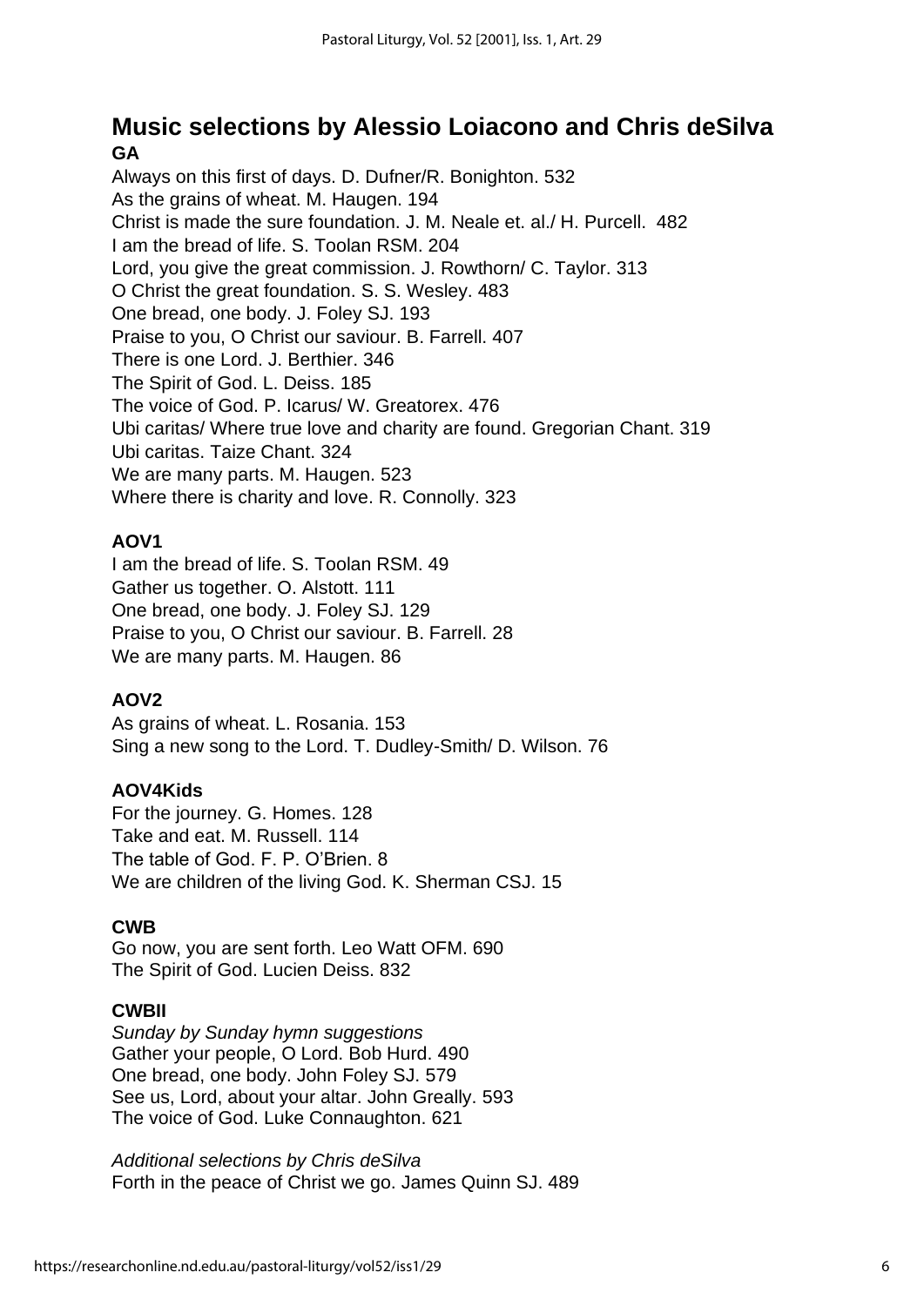## Music selections by Alessio Loiacono and Chris deSilva

### GA

Always on this first of days. D. Dufner/R. Bonighton. 532
As the grains of wheat. M. Haugen. 194
Christ is made the sure foundation. J. M. Neale et. al./ H. Purcell. 482
I am the bread of life. S. Toolan RSM. 204
Lord, you give the great commission. J. Rowthorn/ C. Taylor. 313
O Christ the great foundation. S. S. Wesley. 483
One bread, one body. J. Foley SJ. 193
Praise to you, O Christ our saviour. B. Farrell. 407
There is one Lord. J. Berthier. 346
The Spirit of God. L. Deiss. 185
The voice of God. P. Icarus/ W. Greatorex. 476
Ubi caritas/ Where true love and charity are found. Gregorian Chant. 319
Ubi caritas. Taize Chant. 324
We are many parts. M. Haugen. 523
Where there is charity and love. R. Connolly. 323

### AOV1

I am the bread of life. S. Toolan RSM. 49
Gather us together. O. Alstott. 111
One bread, one body. J. Foley SJ. 129
Praise to you, O Christ our saviour. B. Farrell. 28
We are many parts. M. Haugen. 86

### AOV2

As grains of wheat. L. Rosania. 153
Sing a new song to the Lord. T. Dudley-Smith/ D. Wilson. 76

### AOV4Kids

For the journey. G. Homes. 128
Take and eat. M. Russell. 114
The table of God. F. P. O'Brien. 8
We are children of the living God. K. Sherman CSJ. 15

### CWB

Go now, you are sent forth. Leo Watt OFM. 690
The Spirit of God. Lucien Deiss. 832

### CWBII

*Sunday by Sunday hymn suggestions*
Gather your people, O Lord. Bob Hurd. 490
One bread, one body. John Foley SJ. 579
See us, Lord, about your altar. John Greally. 593
The voice of God. Luke Connaughton. 621

*Additional selections by Chris deSilva*
Forth in the peace of Christ we go. James Quinn SJ. 489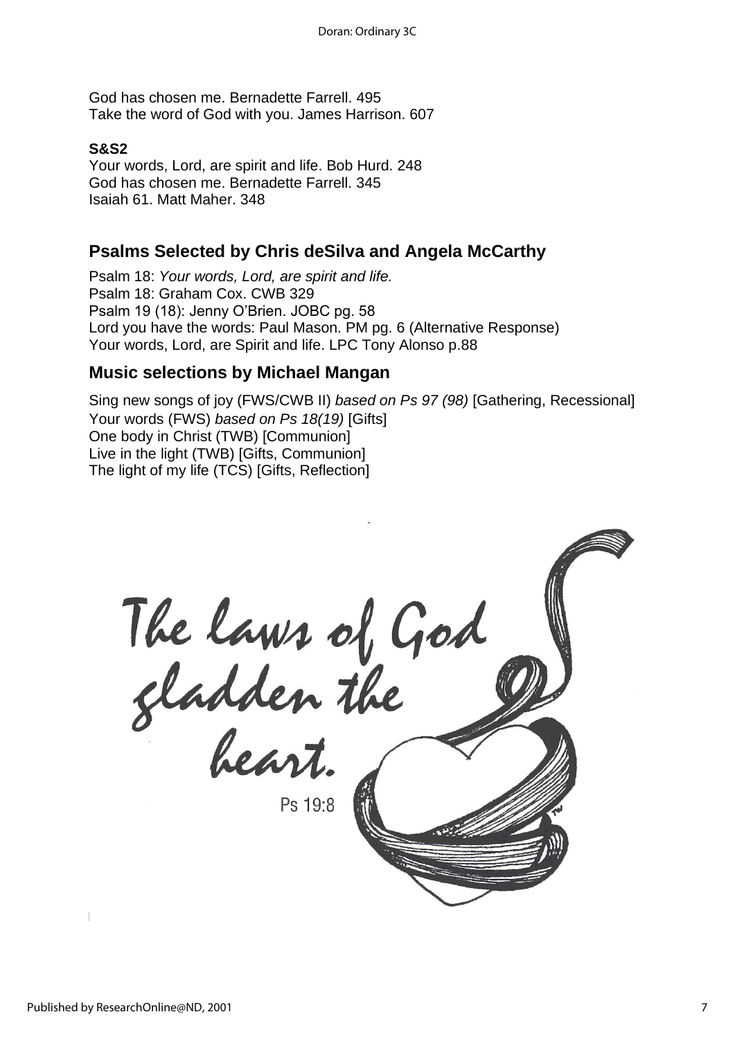God has chosen me. Bernadette Farrell. 495
Take the word of God with you. James Harrison. 607

**S&S2**
Your words, Lord, are spirit and life. Bob Hurd. 248
God has chosen me. Bernadette Farrell. 345
Isaiah 61. Matt Maher. 348

## Psalms Selected by Chris deSilva and Angela McCarthy

Psalm 18: *Your words, Lord, are spirit and life.*
Psalm 18: Graham Cox. CWB 329
Psalm 19 (18): Jenny O'Brien. JOBC pg. 58
Lord you have the words: Paul Mason. PM pg. 6 (Alternative Response)
Your words, Lord, are Spirit and life. LPC Tony Alonso p.88

## Music selections by Michael Mangan

Sing new songs of joy (FWS/CWB II) *based on Ps 97 (98)* [Gathering, Recessional]
Your words (FWS) *based on Ps 18(19)* [Gifts]
One body in Christ (TWB) [Communion]
Live in the light (TWB) [Gifts, Communion]
The light of my life (TCS) [Gifts, Reflection]

The laws of God gladden the heart.
Ps 19:8